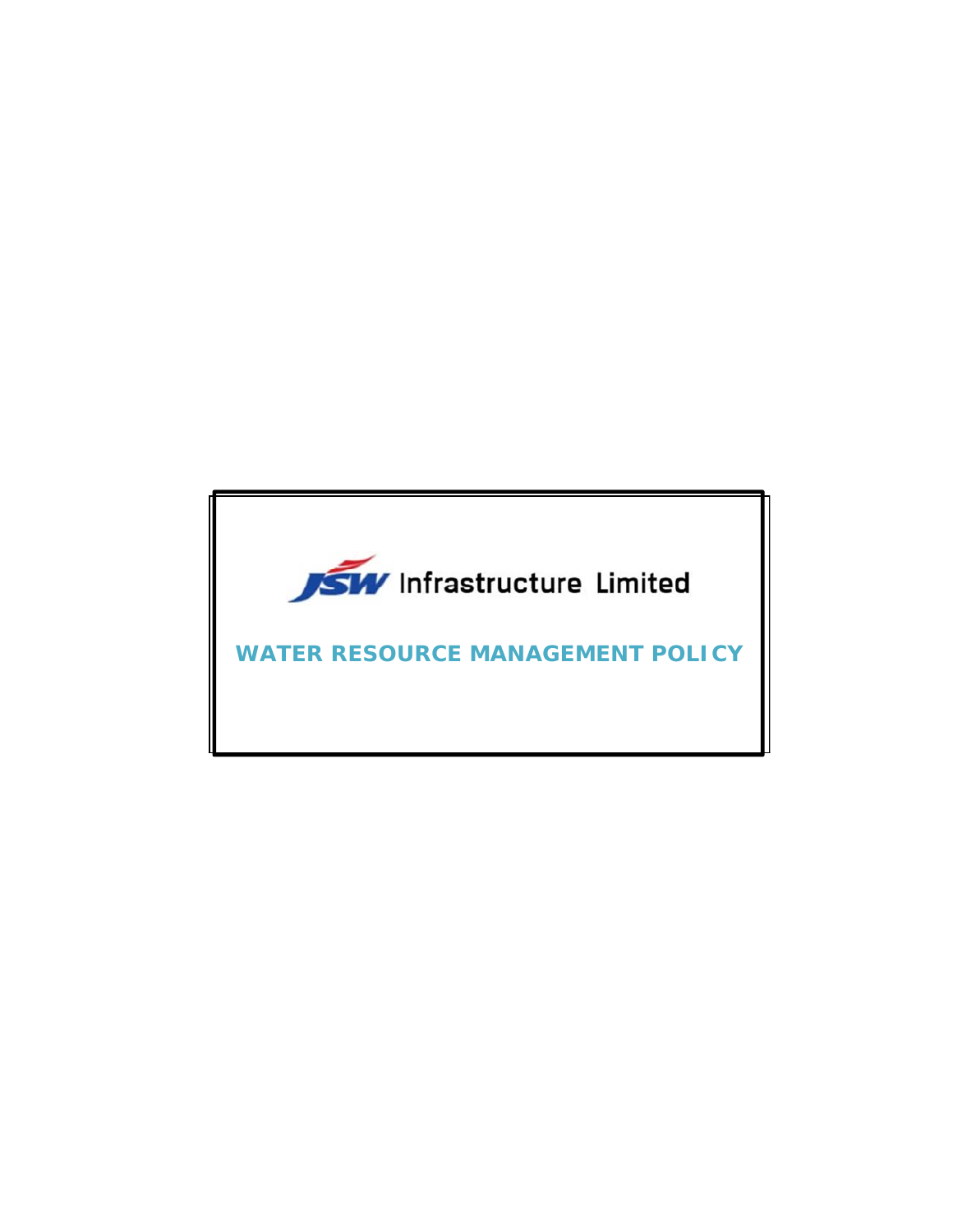JSW Infrastructure Limited

# WATER RESOURCE MANAGEMENT POLICY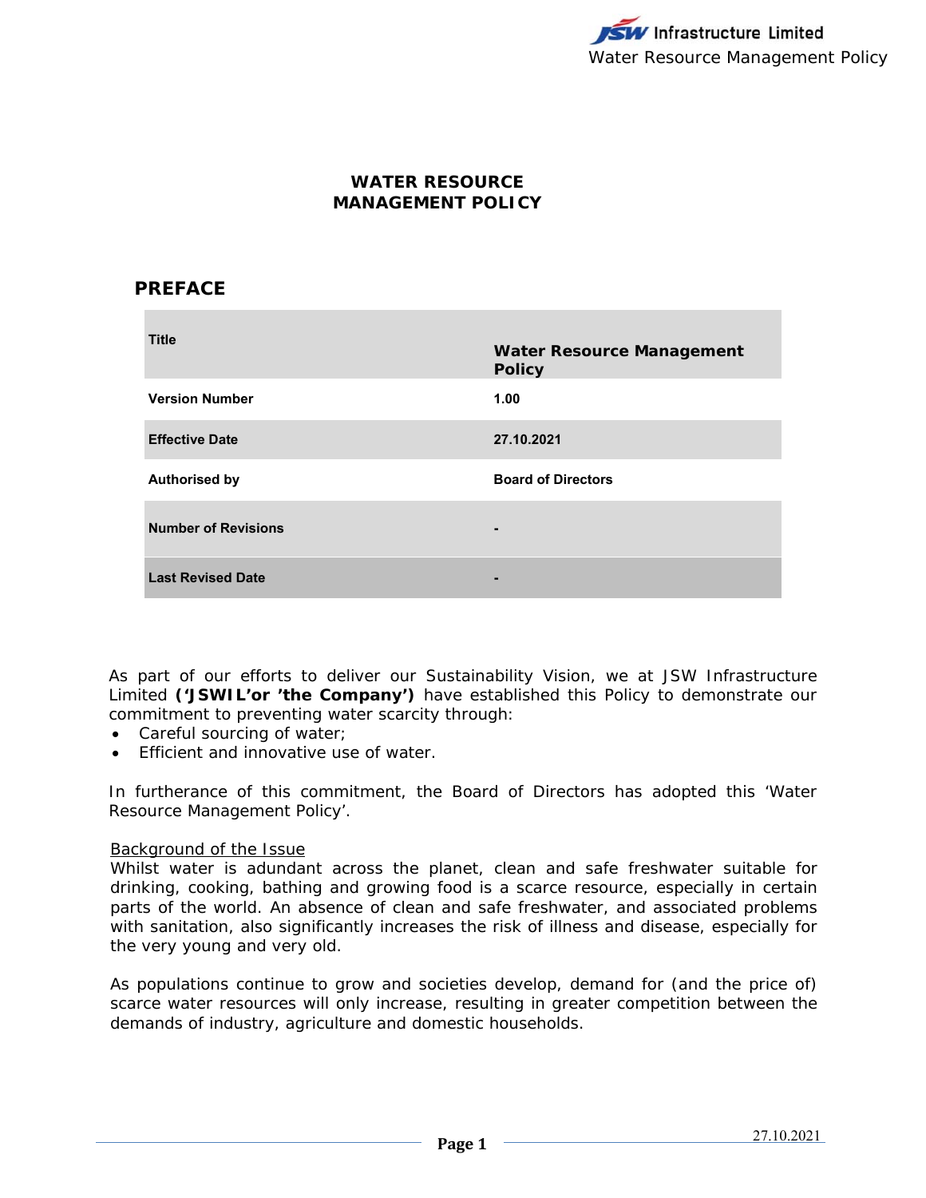# WATER RESOURCE MANAGEMENT POLICY

## PREFACE

| Title | Water Resource Management Policy |
|---|---|
| Version Number | 1.00 |
| Effective Date | 27.10.2021 |
| Authorised by | Board of Directors |
| Number of Revisions | - |
| Last Revised Date | - |

As part of our efforts to deliver our Sustainability Vision, we at JSW Infrastructure Limited **('JSWIL'or 'the Company')** have established this Policy to demonstrate our commitment to preventing water scarcity through:

- Careful sourcing of water;
- Efficient and innovative use of water.

In furtherance of this commitment, the Board of Directors has adopted this 'Water Resource Management Policy'.

Background of the Issue

Whilst water is adundant across the planet, clean and safe freshwater suitable for drinking, cooking, bathing and growing food is a scarce resource, especially in certain parts of the world. An absence of clean and safe freshwater, and associated problems with sanitation, also significantly increases the risk of illness and disease, especially for the very young and very old.

As populations continue to grow and societies develop, demand for (and the price of) scarce water resources will only increase, resulting in greater competition between the demands of industry, agriculture and domestic households.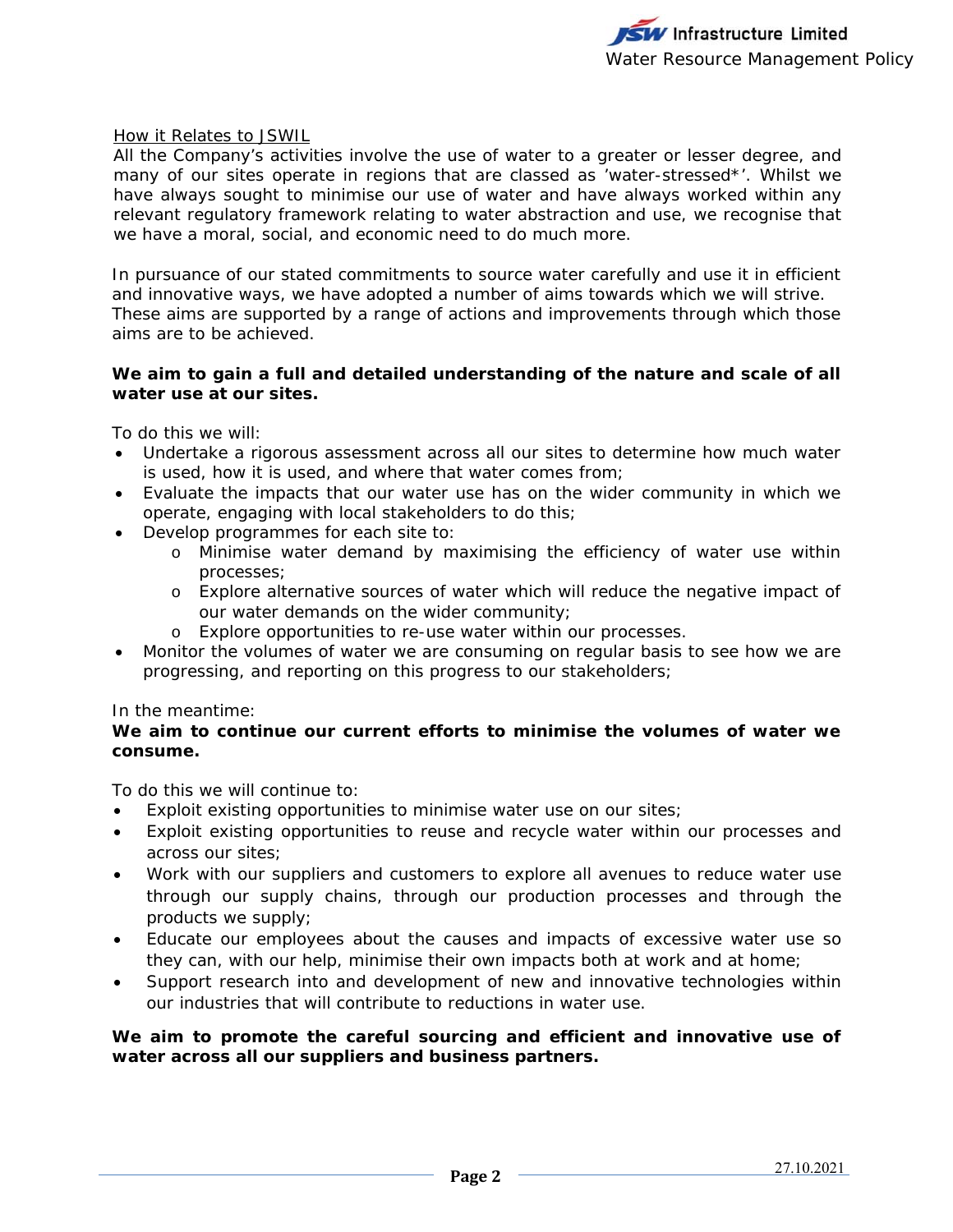<u>How it Relates to JSWIL</u>

All the Company's activities involve the use of water to a greater or lesser degree, and many of our sites operate in regions that are classed as 'water-stressed*'. Whilst we have always sought to minimise our use of water and have always worked within any relevant regulatory framework relating to water abstraction and use, we recognise that we have a moral, social, and economic need to do much more.

In pursuance of our stated commitments to source water carefully and use it in efficient and innovative ways, we have adopted a number of aims towards which we will strive. These aims are supported by a range of actions and improvements through which those aims are to be achieved.

**We aim to gain a full and detailed understanding of the nature and scale of all water use at our sites.**

To do this we will:

- Undertake a rigorous assessment across all our sites to determine how much water is used, how it is used, and where that water comes from;
- Evaluate the impacts that our water use has on the wider community in which we operate, engaging with local stakeholders to do this;
- Develop programmes for each site to:
  - Minimise water demand by maximising the efficiency of water use within processes;
  - Explore alternative sources of water which will reduce the negative impact of our water demands on the wider community;
  - Explore opportunities to re-use water within our processes.
- Monitor the volumes of water we are consuming on regular basis to see how we are progressing, and reporting on this progress to our stakeholders;

In the meantime:

**We aim to continue our current efforts to minimise the volumes of water we consume.**

To do this we will continue to:

- Exploit existing opportunities to minimise water use on our sites;
- Exploit existing opportunities to reuse and recycle water within our processes and across our sites;
- Work with our suppliers and customers to explore all avenues to reduce water use through our supply chains, through our production processes and through the products we supply;
- Educate our employees about the causes and impacts of excessive water use so they can, with our help, minimise their own impacts both at work and at home;
- Support research into and development of new and innovative technologies within our industries that will contribute to reductions in water use.

**We aim to promote the careful sourcing and efficient and innovative use of water across all our suppliers and business partners.**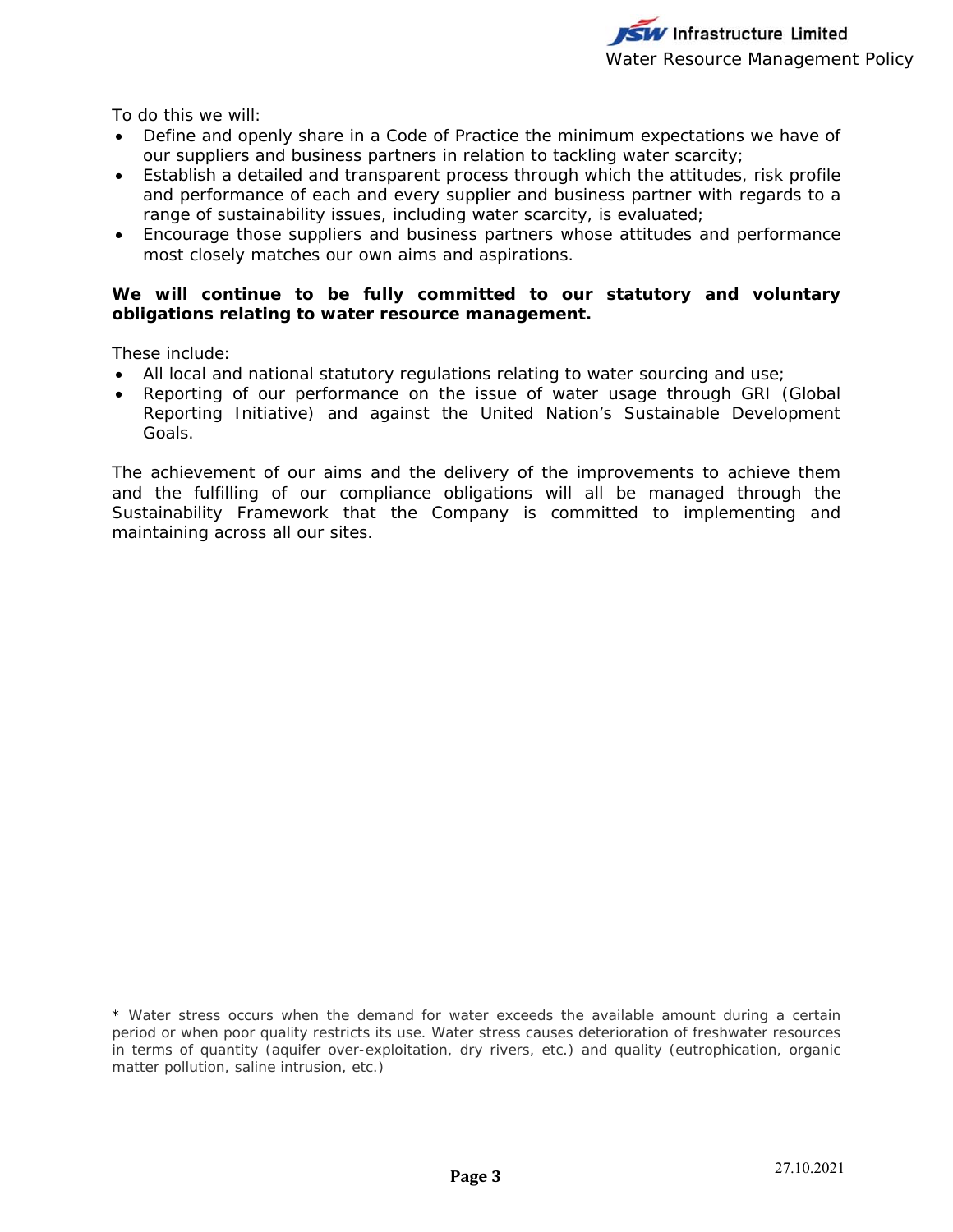To do this we will:

- Define and openly share in a Code of Practice the minimum expectations we have of our suppliers and business partners in relation to tackling water scarcity;
- Establish a detailed and transparent process through which the attitudes, risk profile and performance of each and every supplier and business partner with regards to a range of sustainability issues, including water scarcity, is evaluated;
- Encourage those suppliers and business partners whose attitudes and performance most closely matches our own aims and aspirations.

**We will continue to be fully committed to our statutory and voluntary obligations relating to water resource management.**

These include:

- All local and national statutory regulations relating to water sourcing and use;
- Reporting of our performance on the issue of water usage through GRI (Global Reporting Initiative) and against the United Nation's Sustainable Development Goals.

The achievement of our aims and the delivery of the improvements to achieve them and the fulfilling of our compliance obligations will all be managed through the Sustainability Framework that the Company is committed to implementing and maintaining across all our sites.

* Water stress occurs when the demand for water exceeds the available amount during a certain period or when poor quality restricts its use. Water stress causes deterioration of freshwater resources in terms of quantity (aquifer over-exploitation, dry rivers, etc.) and quality (eutrophication, organic matter pollution, saline intrusion, etc.)

27.10.2021